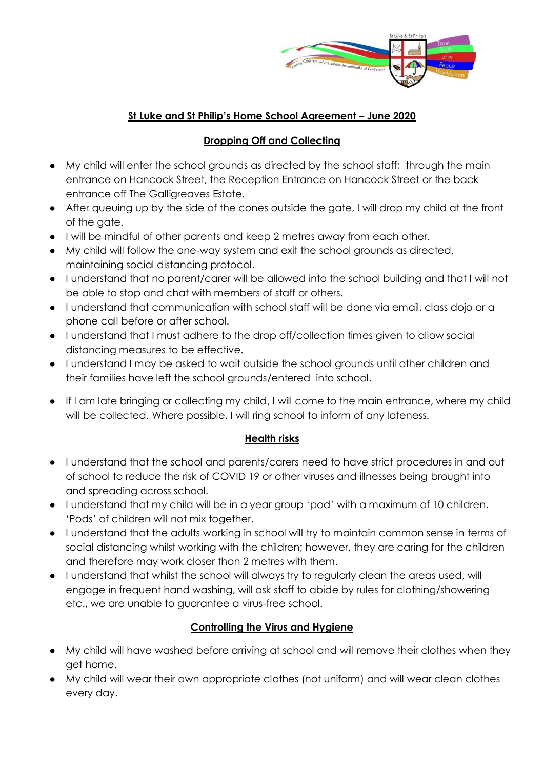## St Luke and St Philip's Home School Agreement – June 2020

### Dropping Off and Collecting

- My child will enter the school grounds as directed by the school staff; through the main entrance on Hancock Street, the Reception Entrance on Hancock Street or the back entrance off The Galligreaves Estate.
- After queuing up by the side of the cones outside the gate, I will drop my child at the front of the gate.
- I will be mindful of other parents and keep 2 metres away from each other.
- My child will follow the one-way system and exit the school grounds as directed, maintaining social distancing protocol.
- I understand that no parent/carer will be allowed into the school building and that I will not be able to stop and chat with members of staff or others.
- I understand that communication with school staff will be done via email, class dojo or a phone call before or after school.
- I understand that I must adhere to the drop off/collection times given to allow social distancing measures to be effective.
- I understand I may be asked to wait outside the school grounds until other children and their families have left the school grounds/entered into school.
- If I am late bringing or collecting my child, I will come to the main entrance, where my child will be collected. Where possible, I will ring school to inform of any lateness.

### Health risks

- I understand that the school and parents/carers need to have strict procedures in and out of school to reduce the risk of COVID 19 or other viruses and illnesses being brought into and spreading across school.
- I understand that my child will be in a year group 'pod' with a maximum of 10 children. 'Pods' of children will not mix together.
- I understand that the adults working in school will try to maintain common sense in terms of social distancing whilst working with the children; however, they are caring for the children and therefore may work closer than 2 metres with them.
- I understand that whilst the school will always try to regularly clean the areas used, will engage in frequent hand washing, will ask staff to abide by rules for clothing/showering etc., we are unable to guarantee a virus-free school.

### Controlling the Virus and Hygiene

- My child will have washed before arriving at school and will remove their clothes when they get home.
- My child will wear their own appropriate clothes (not uniform) and will wear clean clothes every day.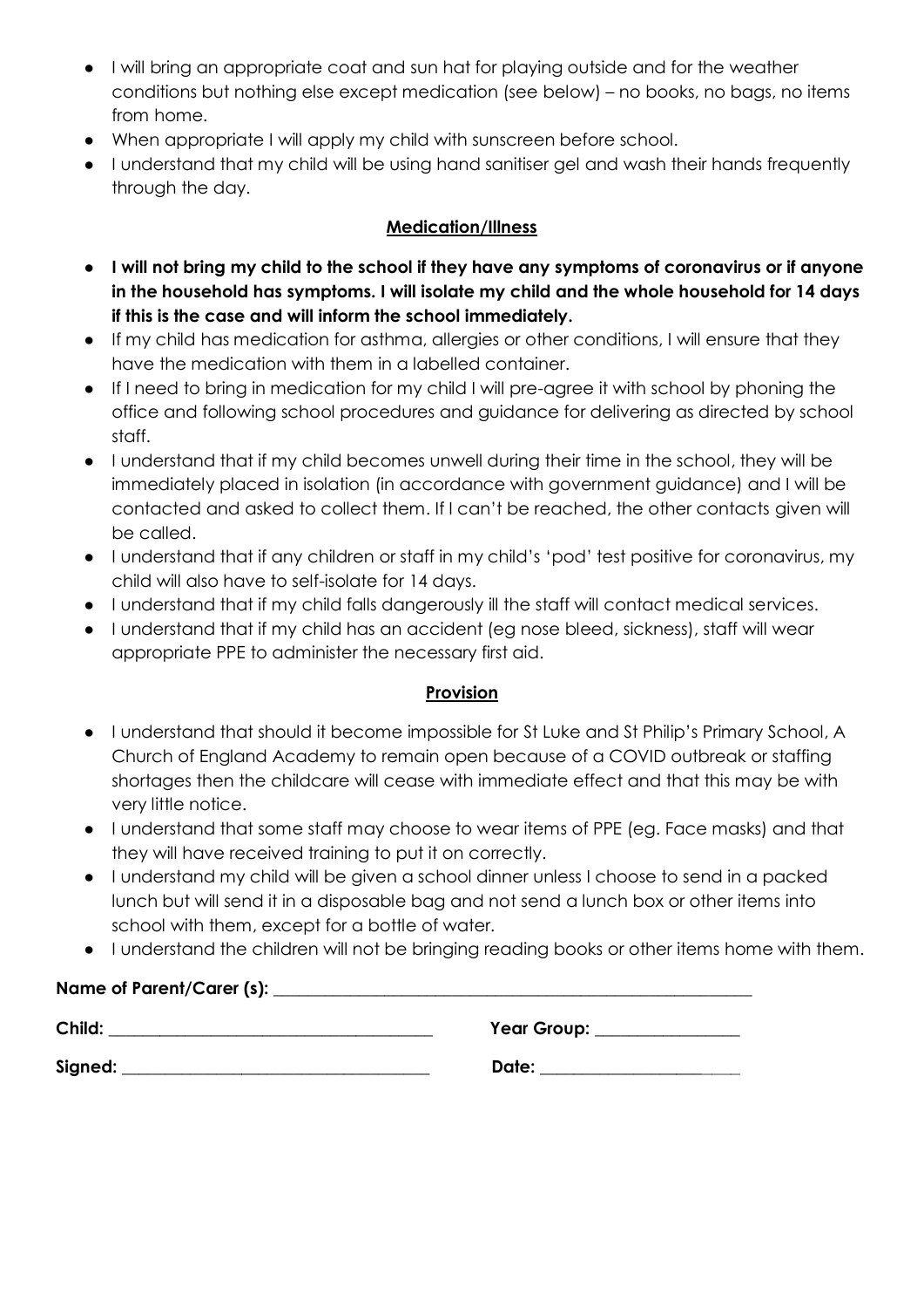- I will bring an appropriate coat and sun hat for playing outside and for the weather conditions but nothing else except medication (see below) – no books, no bags, no items from home.
- When appropriate I will apply my child with sunscreen before school.
- I understand that my child will be using hand sanitiser gel and wash their hands frequently through the day.

## Medication/Illness

- **I will not bring my child to the school if they have any symptoms of coronavirus or if anyone in the household has symptoms. I will isolate my child and the whole household for 14 days if this is the case and will inform the school immediately.**
- If my child has medication for asthma, allergies or other conditions, I will ensure that they have the medication with them in a labelled container.
- If I need to bring in medication for my child I will pre-agree it with school by phoning the office and following school procedures and guidance for delivering as directed by school staff.
- I understand that if my child becomes unwell during their time in the school, they will be immediately placed in isolation (in accordance with government guidance) and I will be contacted and asked to collect them. If I can't be reached, the other contacts given will be called.
- I understand that if any children or staff in my child's 'pod' test positive for coronavirus, my child will also have to self-isolate for 14 days.
- I understand that if my child falls dangerously ill the staff will contact medical services.
- I understand that if my child has an accident (eg nose bleed, sickness), staff will wear appropriate PPE to administer the necessary first aid.

## Provision

- I understand that should it become impossible for St Luke and St Philip's Primary School, A Church of England Academy to remain open because of a COVID outbreak or staffing shortages then the childcare will cease with immediate effect and that this may be with very little notice.
- I understand that some staff may choose to wear items of PPE (eg. Face masks) and that they will have received training to put it on correctly.
- I understand my child will be given a school dinner unless I choose to send in a packed lunch but will send it in a disposable bag and not send a lunch box or other items into school with them, except for a bottle of water.
- I understand the children will not be bringing reading books or other items home with them.

**Name of Parent/Carer (s):** ____________________________________________________________

**Child:** ________________________________________ **Year Group:** __________________

**Signed:** ______________________________________ **Date:** ______________________